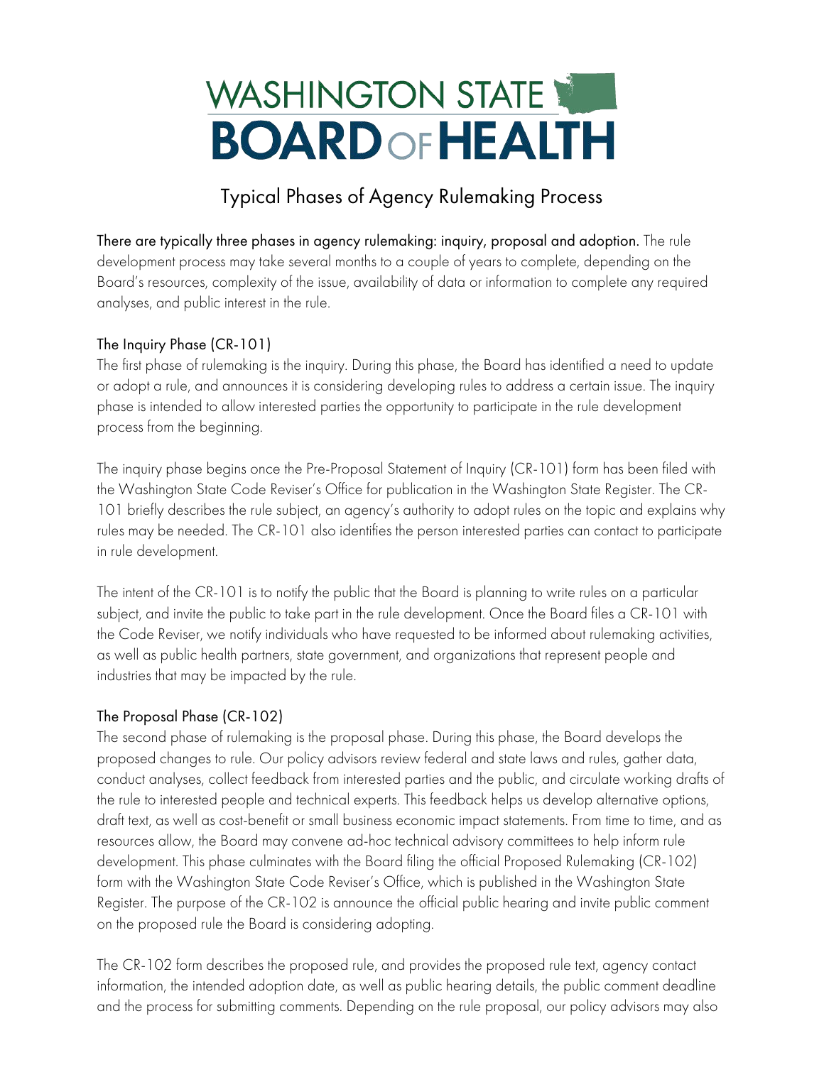# WASHINGTON STATE BOARD OF HEALTH

## Typical Phases of Agency Rulemaking Process

There are typically three phases in agency rulemaking: inquiry, proposal and adoption. The rule development process may take several months to a couple of years to complete, depending on the Board's resources, complexity of the issue, availability of data or information to complete any required analyses, and public interest in the rule.

### The Inquiry Phase (CR-101)

The first phase of rulemaking is the inquiry. During this phase, the Board has identified a need to update or adopt a rule, and announces it is considering developing rules to address a certain issue. The inquiry phase is intended to allow interested parties the opportunity to participate in the rule development process from the beginning.

The inquiry phase begins once the Pre-Proposal Statement of Inquiry (CR-101) form has been filed with the Washington State Code Reviser's Office for publication in the Washington State Register. The CR-101 briefly describes the rule subject, an agency's authority to adopt rules on the topic and explains why rules may be needed. The CR-101 also identifies the person interested parties can contact to participate in rule development.

The intent of the CR-101 is to notify the public that the Board is planning to write rules on a particular subject, and invite the public to take part in the rule development. Once the Board files a CR-101 with the Code Reviser, we notify individuals who have requested to be informed about rulemaking activities, as well as public health partners, state government, and organizations that represent people and industries that may be impacted by the rule.

### The Proposal Phase (CR-102)

The second phase of rulemaking is the proposal phase. During this phase, the Board develops the proposed changes to rule. Our policy advisors review federal and state laws and rules, gather data, conduct analyses, collect feedback from interested parties and the public, and circulate working drafts of the rule to interested people and technical experts. This feedback helps us develop alternative options, draft text, as well as cost-benefit or small business economic impact statements. From time to time, and as resources allow, the Board may convene ad-hoc technical advisory committees to help inform rule development. This phase culminates with the Board filing the official Proposed Rulemaking (CR-102) form with the Washington State Code Reviser's Office, which is published in the Washington State Register. The purpose of the CR-102 is announce the official public hearing and invite public comment on the proposed rule the Board is considering adopting.

The CR-102 form describes the proposed rule, and provides the proposed rule text, agency contact information, the intended adoption date, as well as public hearing details, the public comment deadline and the process for submitting comments. Depending on the rule proposal, our policy advisors may also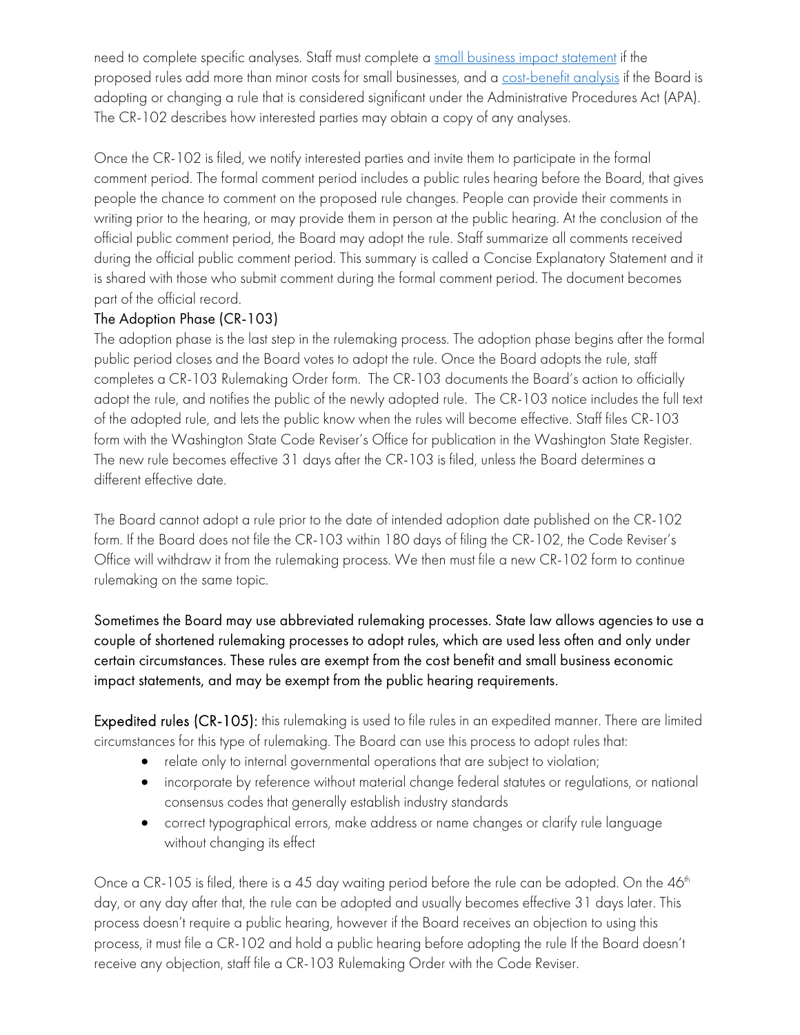need to complete specific analyses. Staff must complete a [small business impact statement](#) if the proposed rules add more than minor costs for small businesses, and a [cost-benefit analysis](#) if the Board is adopting or changing a rule that is considered significant under the Administrative Procedures Act (APA). The CR-102 describes how interested parties may obtain a copy of any analyses.

Once the CR-102 is filed, we notify interested parties and invite them to participate in the formal comment period. The formal comment period includes a public rules hearing before the Board, that gives people the chance to comment on the proposed rule changes. People can provide their comments in writing prior to the hearing, or may provide them in person at the public hearing. At the conclusion of the official public comment period, the Board may adopt the rule. Staff summarize all comments received during the official public comment period. This summary is called a Concise Explanatory Statement and it is shared with those who submit comment during the formal comment period. The document becomes part of the official record.

### The Adoption Phase (CR-103)

The adoption phase is the last step in the rulemaking process. The adoption phase begins after the formal public period closes and the Board votes to adopt the rule. Once the Board adopts the rule, staff completes a CR-103 Rulemaking Order form. The CR-103 documents the Board's action to officially adopt the rule, and notifies the public of the newly adopted rule. The CR-103 notice includes the full text of the adopted rule, and lets the public know when the rules will become effective. Staff files CR-103 form with the Washington State Code Reviser's Office for publication in the Washington State Register. The new rule becomes effective 31 days after the CR-103 is filed, unless the Board determines a different effective date.

The Board cannot adopt a rule prior to the date of intended adoption date published on the CR-102 form. If the Board does not file the CR-103 within 180 days of filing the CR-102, the Code Reviser's Office will withdraw it from the rulemaking process. We then must file a new CR-102 form to continue rulemaking on the same topic.

Sometimes the Board may use abbreviated rulemaking processes. State law allows agencies to use a couple of shortened rulemaking processes to adopt rules, which are used less often and only under certain circumstances. These rules are exempt from the cost benefit and small business economic impact statements, and may be exempt from the public hearing requirements.

**Expedited rules (CR-105):** this rulemaking is used to file rules in an expedited manner. There are limited circumstances for this type of rulemaking. The Board can use this process to adopt rules that:

- relate only to internal governmental operations that are subject to violation;
- incorporate by reference without material change federal statutes or regulations, or national consensus codes that generally establish industry standards
- correct typographical errors, make address or name changes or clarify rule language without changing its effect

Once a CR-105 is filed, there is a 45 day waiting period before the rule can be adopted. On the 46th day, or any day after that, the rule can be adopted and usually becomes effective 31 days later. This process doesn't require a public hearing, however if the Board receives an objection to using this process, it must file a CR-102 and hold a public hearing before adopting the rule If the Board doesn't receive any objection, staff file a CR-103 Rulemaking Order with the Code Reviser.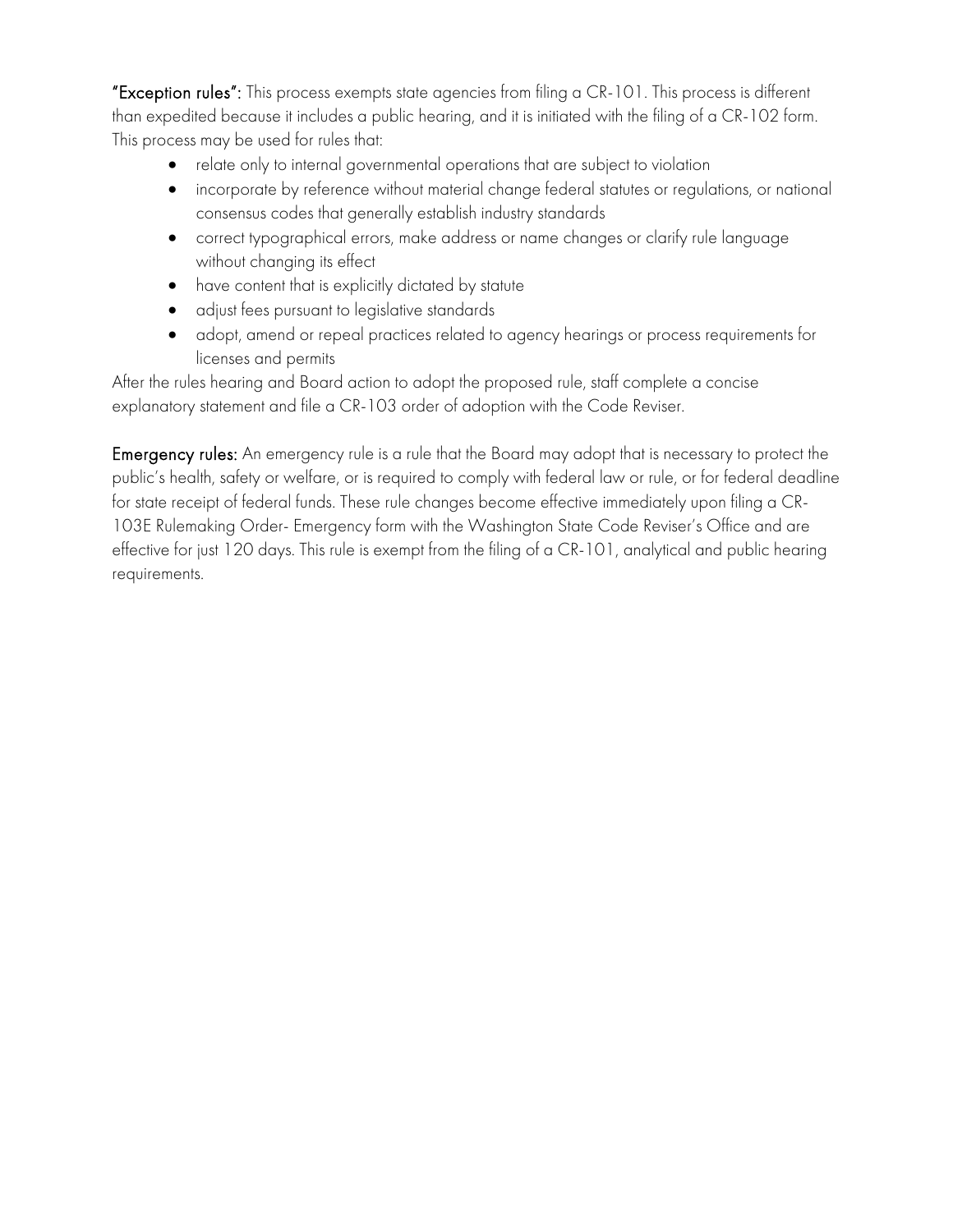**"Exception rules":** This process exempts state agencies from filing a CR-101. This process is different than expedited because it includes a public hearing, and it is initiated with the filing of a CR-102 form. This process may be used for rules that:

- relate only to internal governmental operations that are subject to violation
- incorporate by reference without material change federal statutes or regulations, or national consensus codes that generally establish industry standards
- correct typographical errors, make address or name changes or clarify rule language without changing its effect
- have content that is explicitly dictated by statute
- adjust fees pursuant to legislative standards
- adopt, amend or repeal practices related to agency hearings or process requirements for licenses and permits

After the rules hearing and Board action to adopt the proposed rule, staff complete a concise explanatory statement and file a CR-103 order of adoption with the Code Reviser.

**Emergency rules:** An emergency rule is a rule that the Board may adopt that is necessary to protect the public's health, safety or welfare, or is required to comply with federal law or rule, or for federal deadline for state receipt of federal funds. These rule changes become effective immediately upon filing a CR-103E Rulemaking Order- Emergency form with the Washington State Code Reviser's Office and are effective for just 120 days. This rule is exempt from the filing of a CR-101, analytical and public hearing requirements.